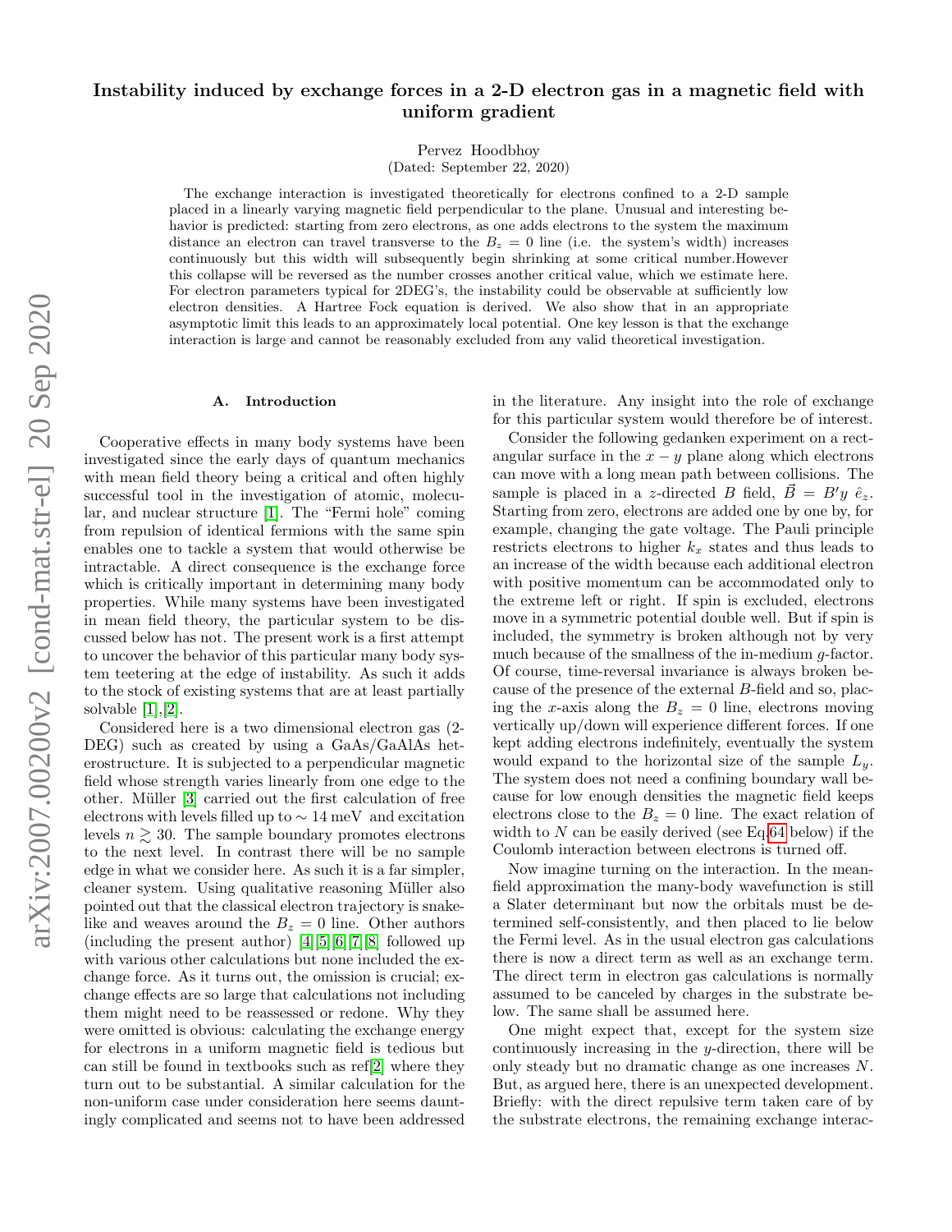# Instability induced by exchange forces in a 2-D electron gas in a magnetic field with uniform gradient

Pervez Hoodbhoy

(Dated: September 22, 2020)

The exchange interaction is investigated theoretically for electrons confined to a 2-D sample placed in a linearly varying magnetic field perpendicular to the plane. Unusual and interesting behavior is predicted: starting from zero electrons, as one adds electrons to the system the maximum distance an electron can travel transverse to the $B_z = 0$ line (i.e. the system's width) increases continuously but this width will subsequently begin shrinking at some critical number.However this collapse will be reversed as the number crosses another critical value, which we estimate here. For electron parameters typical for 2DEG's, the instability could be observable at sufficiently low electron densities. A Hartree Fock equation is derived. We also show that in an appropriate asymptotic limit this leads to an approximately local potential. One key lesson is that the exchange interaction is large and cannot be reasonably excluded from any valid theoretical investigation.

## A. Introduction

Cooperative effects in many body systems have been investigated since the early days of quantum mechanics with mean field theory being a critical and often highly successful tool in the investigation of atomic, molecular, and nuclear structure [1]. The "Fermi hole" coming from repulsion of identical fermions with the same spin enables one to tackle a system that would otherwise be intractable. A direct consequence is the exchange force which is critically important in determining many body properties. While many systems have been investigated in mean field theory, the particular system to be discussed below has not. The present work is a first attempt to uncover the behavior of this particular many body system teetering at the edge of instability. As such it adds to the stock of existing systems that are at least partially solvable [1],[2].

Considered here is a two dimensional electron gas (2-DEG) such as created by using a GaAs/GaAlAs heterostructure. It is subjected to a perpendicular magnetic field whose strength varies linearly from one edge to the other. Müller [3] carried out the first calculation of free electrons with levels filled up to $\sim 14$ meV and excitation levels $n \gtrsim 30$. The sample boundary promotes electrons to the next level. In contrast there will be no sample edge in what we consider here. As such it is a far simpler, cleaner system. Using qualitative reasoning Müller also pointed out that the classical electron trajectory is snake-like and weaves around the $B_z = 0$ line. Other authors (including the present author) [4][5][6][7][8] followed up with various other calculations but none included the exchange force. As it turns out, the omission is crucial; exchange effects are so large that calculations not including them might need to be reassessed or redone. Why they were omitted is obvious: calculating the exchange energy for electrons in a uniform magnetic field is tedious but can still be found in textbooks such as ref[2] where they turn out to be substantial. A similar calculation for the non-uniform case under consideration here seems dauntingly complicated and seems not to have been addressed in the literature. Any insight into the role of exchange for this particular system would therefore be of interest.

Consider the following gedanken experiment on a rectangular surface in the $x-y$ plane along which electrons can move with a long mean path between collisions. The sample is placed in a $z$-directed $B$ field, $\vec{B} = B'y\ \hat{e}_z$. Starting from zero, electrons are added one by one by, for example, changing the gate voltage. The Pauli principle restricts electrons to higher $k_x$ states and thus leads to an increase of the width because each additional electron with positive momentum can be accommodated only to the extreme left or right. If spin is excluded, electrons move in a symmetric potential double well. But if spin is included, the symmetry is broken although not by very much because of the smallness of the in-medium $g$-factor. Of course, time-reversal invariance is always broken because of the presence of the external $B$-field and so, placing the $x$-axis along the $B_z = 0$ line, electrons moving vertically up/down will experience different forces. If one kept adding electrons indefinitely, eventually the system would expand to the horizontal size of the sample $L_y$. The system does not need a confining boundary wall because for low enough densities the magnetic field keeps electrons close to the $B_z = 0$ line. The exact relation of width to $N$ can be easily derived (see Eq.64 below) if the Coulomb interaction between electrons is turned off.

Now imagine turning on the interaction. In the mean-field approximation the many-body wavefunction is still a Slater determinant but now the orbitals must be determined self-consistently, and then placed to lie below the Fermi level. As in the usual electron gas calculations there is now a direct term as well as an exchange term. The direct term in electron gas calculations is normally assumed to be canceled by charges in the substrate below. The same shall be assumed here.

One might expect that, except for the system size continuously increasing in the $y$-direction, there will be only steady but no dramatic change as one increases $N$. But, as argued here, there is an unexpected development. Briefly: with the direct repulsive term taken care of by the substrate electrons, the remaining exchange interac-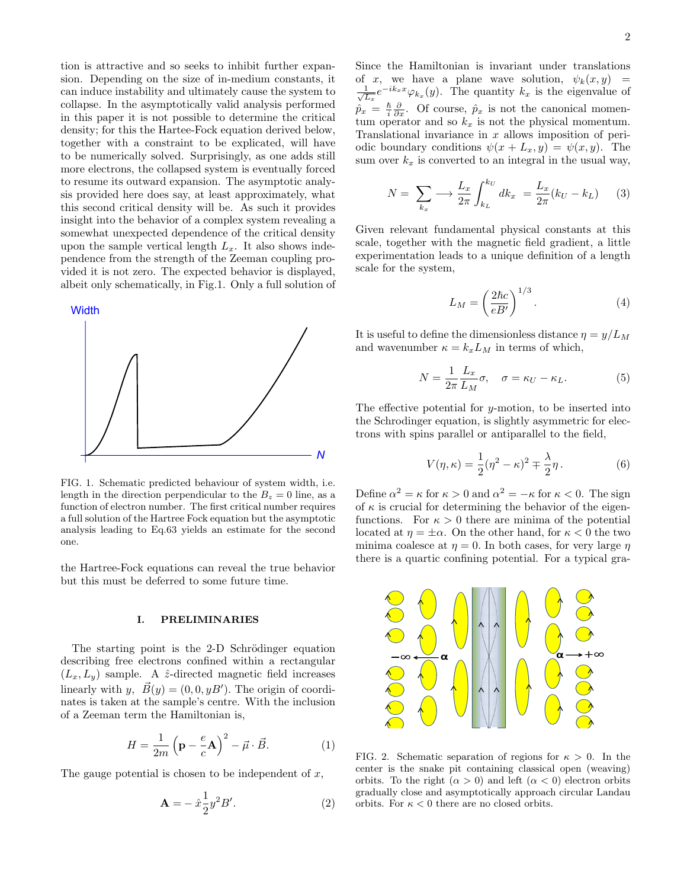tion is attractive and so seeks to inhibit further expansion. Depending on the size of in-medium constants, it can induce instability and ultimately cause the system to collapse. In the asymptotically valid analysis performed in this paper it is not possible to determine the critical density; for this the Hartee-Fock equation derived below, together with a constraint to be explicated, will have to be numerically solved. Surprisingly, as one adds still more electrons, the collapsed system is eventually forced to resume its outward expansion. The asymptotic analysis provided here does say, at least approximately, what this second critical density will be. As such it provides insight into the behavior of a complex system revealing a somewhat unexpected dependence of the critical density upon the sample vertical length $L_x$. It also shows independence from the strength of the Zeeman coupling provided it is not zero. The expected behavior is displayed, albeit only schematically, in Fig.1. Only a full solution of the Hartree-Fock equations can reveal the true behavior but this must be deferred to some future time.

FIG. 1. Schematic predicted behaviour of system width, i.e. length in the direction perpendicular to the $B_z = 0$ line, as a function of electron number. The first critical number requires a full solution of the Hartree Fock equation but the asymptotic analysis leading to Eq.63 yields an estimate for the second one.

## I. PRELIMINARIES

The starting point is the 2-D Schrödinger equation describing free electrons confined within a rectangular $(L_x, L_y)$ sample. A $\hat{z}$-directed magnetic field increases linearly with $y$, $\vec{B}(y) = (0, 0, yB')$. The origin of coordinates is taken at the sample's centre. With the inclusion of a Zeeman term the Hamiltonian is,

$$H = \frac{1}{2m}\left(\mathbf{p} - \frac{e}{c}\mathbf{A}\right)^2 - \vec{\mu}\cdot\vec{B}. \tag{1}$$

The gauge potential is chosen to be independent of $x$,

$$\mathbf{A} = -\,\hat{x}\frac{1}{2}y^2 B'. \tag{2}$$

Since the Hamiltonian is invariant under translations of $x$, we have a plane wave solution, $\psi_k(x, y) = \frac{1}{\sqrt{L_x}} e^{-ik_x x}\varphi_{k_x}(y)$. The quantity $k_x$ is the eigenvalue of $\hat{p}_x = \frac{\hbar}{i}\frac{\partial}{\partial x}$. Of course, $\hat{p}_x$ is not the canonical momentum operator and so $k_x$ is not the physical momentum. Translational invariance in $x$ allows imposition of periodic boundary conditions $\psi(x + L_x, y) = \psi(x, y)$. The sum over $k_x$ is converted to an integral in the usual way,

$$N = \sum_{k_x} \longrightarrow \frac{L_x}{2\pi}\int_{k_L}^{k_U} dk_x \; = \frac{L_x}{2\pi}(k_U - k_L) \tag{3}$$

Given relevant fundamental physical constants at this scale, together with the magnetic field gradient, a little experimentation leads to a unique definition of a length scale for the system,

$$L_M = \left(\frac{2\hbar c}{eB'}\right)^{1/3}. \tag{4}$$

It is useful to define the dimensionless distance $\eta = y/L_M$ and wavenumber $\kappa = k_x L_M$ in terms of which,

$$N = \frac{1}{2\pi}\frac{L_x}{L_M}\sigma, \quad \sigma = \kappa_U - \kappa_L. \tag{5}$$

The effective potential for $y$-motion, to be inserted into the Schrodinger equation, is slightly asymmetric for electrons with spins parallel or antiparallel to the field,

$$V(\eta, \kappa) = \frac{1}{2}(\eta^2 - \kappa)^2 \mp \frac{\lambda}{2}\eta\,. \tag{6}$$

Define $\alpha^2 = \kappa$ for $\kappa > 0$ and $\alpha^2 = -\kappa$ for $\kappa < 0$. The sign of $\kappa$ is crucial for determining the behavior of the eigenfunctions. For $\kappa > 0$ there are minima of the potential located at $\eta = \pm\alpha$. On the other hand, for $\kappa < 0$ the two minima coalesce at $\eta = 0$. In both cases, for very large $\eta$ there is a quartic confining potential. For a typical gra-

FIG. 2. Schematic separation of regions for $\kappa > 0$. In the center is the snake pit containing classical open (weaving) orbits. To the right ($\alpha > 0$) and left ($\alpha < 0$) electron orbits gradually close and asymptotically approach circular Landau orbits. For $\kappa < 0$ there are no closed orbits.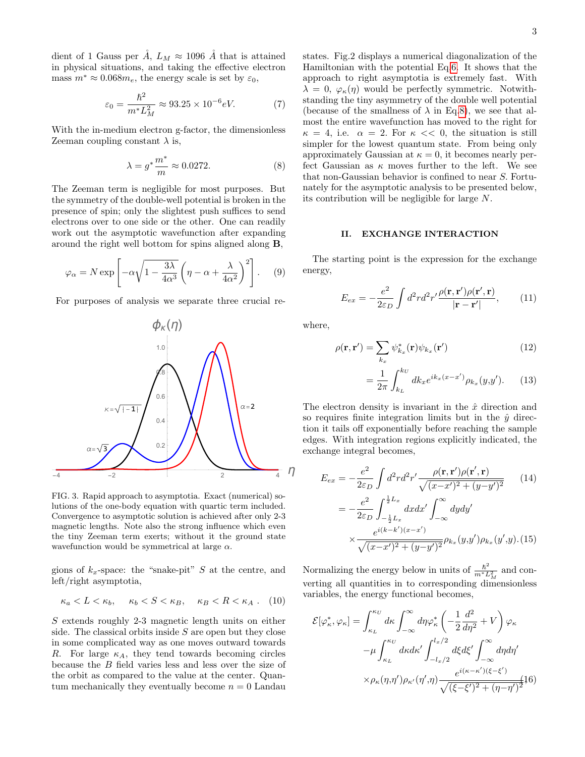dient of 1 Gauss per $\mathring{A}$, $L_M \approx 1096\ \mathring{A}$ that is attained in physical situations, and taking the effective electron mass $m^* \approx 0.068 m_e$, the energy scale is set by $\varepsilon_0$,

$$\varepsilon_0 = \frac{\hbar^2}{m^* L_M^2} \approx 93.25 \times 10^{-6} eV. \tag{7}$$

With the in-medium electron g-factor, the dimensionless Zeeman coupling constant $\lambda$ is,

$$\lambda = g^* \frac{m^*}{m} \approx 0.0272. \tag{8}$$

The Zeeman term is negligible for most purposes. But the symmetry of the double-well potential is broken in the presence of spin; only the slightest push suffices to send electrons over to one side or the other. One can readily work out the asymptotic wavefunction after expanding around the right well bottom for spins aligned along $\mathbf{B}$,

$$\varphi_\alpha = N \exp\left[-\alpha\sqrt{1-\frac{3\lambda}{4\alpha^3}}\left(\eta - \alpha + \frac{\lambda}{4\alpha^2}\right)^2\right]. \tag{9}$$

For purposes of analysis we separate three crucial regions of $k_x$-space: the "snake-pit" $S$ at the centre, and left/right asymptotia,

$$\kappa_a < L < \kappa_b, \quad \kappa_b < S < \kappa_B, \quad \kappa_B < R < \kappa_A\ . \tag{10}$$

$S$ extends roughly 2-3 magnetic length units on either side. The classical orbits inside $S$ are open but they close in some complicated way as one moves outward towards $R$. For large $\kappa_A$, they tend towards becoming circles because the $B$ field varies less and less over the size of the orbit as compared to the value at the center. Quantum mechanically they eventually become $n = 0$ Landau states. Fig.2 displays a numerical diagonalization of the Hamiltonian with the potential Eq.6. It shows that the approach to right asymptotia is extremely fast. With $\lambda = 0$, $\varphi_\kappa(\eta)$ would be perfectly symmetric. Notwithstanding the tiny asymmetry of the double well potential (because of the smallness of $\lambda$ in Eq.8), we see that almost the entire wavefunction has moved to the right for $\kappa = 4$, i.e. $\alpha = 2$. For $\kappa << 0$, the situation is still simpler for the lowest quantum state. From being only approximately Gaussian at $\kappa = 0$, it becomes nearly perfect Gaussian as $\kappa$ moves further to the left. We see that non-Gaussian behavior is confined to near $S$. Fortunately for the asymptotic analysis to be presented below, its contribution will be negligible for large $N$.

FIG. 3. Rapid approach to asymptotia. Exact (numerical) solutions of the one-body equation with quartic term included. Convergence to asymptotic solution is achieved after only 2-3 magnetic lengths. Note also the strong influence which even the tiny Zeeman term exerts; without it the ground state wavefunction would be symmetrical at large $\alpha$.

## II. EXCHANGE INTERACTION

The starting point is the expression for the exchange energy,

$$E_{ex} = -\frac{e^2}{2\varepsilon_D}\int d^2r d^2r' \frac{\rho(\mathbf{r},\mathbf{r}')\rho(\mathbf{r}',\mathbf{r})}{|\mathbf{r}-\mathbf{r}'|}, \tag{11}$$

where,

$$\rho(\mathbf{r},\mathbf{r}') = \sum_{k_x} \psi^*_{k_x}(\mathbf{r})\psi_{k_x}(\mathbf{r}') \tag{12}$$

$$= \frac{1}{2\pi}\int_{k_L}^{k_U} dk_x e^{ik_x(x-x')}\rho_{k_x}(y,y'). \tag{13}$$

The electron density is invariant in the $\hat{x}$ direction and so requires finite integration limits but in the $\hat{y}$ direction it tails off exponentially before reaching the sample edges. With integration regions explicitly indicated, the exchange integral becomes,

$$E_{ex} = -\frac{e^2}{2\varepsilon_D}\int d^2r d^2r' \frac{\rho(\mathbf{r},\mathbf{r}')\rho(\mathbf{r}',\mathbf{r})}{\sqrt{(x-x')^2+(y-y')^2}} \tag{14}$$

$$= -\frac{e^2}{2\varepsilon_D}\int_{-\frac{1}{2}L_x}^{\frac{1}{2}L_x} dx dx' \int_{-\infty}^{\infty} dy dy' \times \frac{e^{i(k-k')(x-x')}}{\sqrt{(x-x')^2+(y-y')^2}}\rho_{k_x}(y,y')\rho_{k_x}(y',y). \tag{15}$$

Normalizing the energy below in units of $\frac{\hbar^2}{m^* L_M^2}$ and converting all quantities in to corresponding dimensionless variables, the energy functional becomes,

$$\mathcal{E}[\varphi^*_\kappa,\varphi_\kappa] = \int_{\kappa_L}^{\kappa_U} d\kappa \int_{-\infty}^{\infty} d\eta \varphi^*_\kappa\left(-\frac{1}{2}\frac{d^2}{d\eta^2}+V\right)\varphi_\kappa - \mu\int_{\kappa_L}^{\kappa_U} d\kappa d\kappa' \int_{-l_x/2}^{l_x/2} d\xi d\xi' \int_{-\infty}^{\infty} d\eta d\eta' \times \rho_\kappa(\eta,\eta')\rho_{\kappa'}(\eta',\eta)\frac{e^{i(\kappa-\kappa')(\xi-\xi')}}{\sqrt{(\xi-\xi')^2+(\eta-\eta')^2}} \tag{16}$$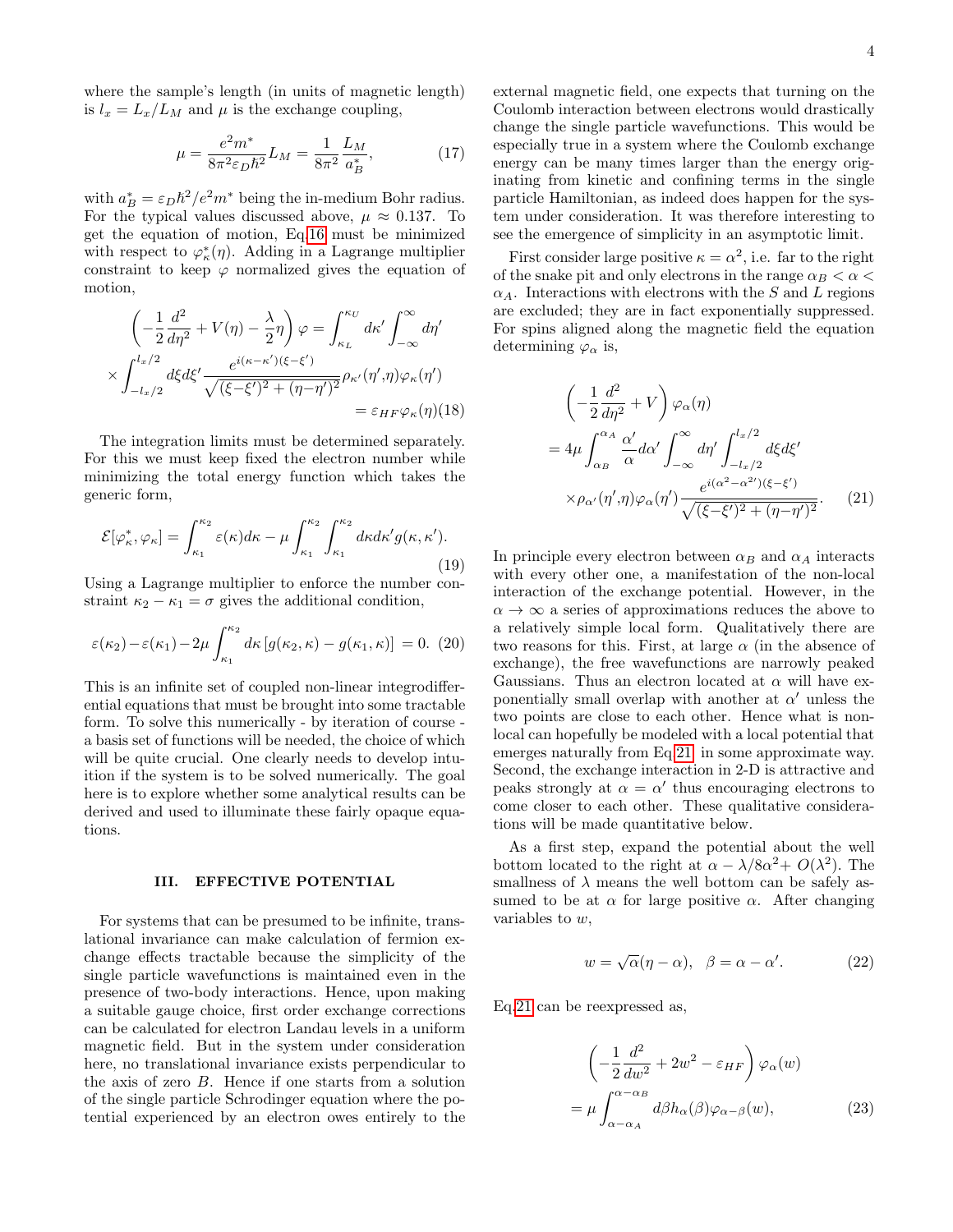where the sample's length (in units of magnetic length) is $l_x = L_x/L_M$ and $\mu$ is the exchange coupling,

$$\mu = \frac{e^2 m^*}{8\pi^2 \varepsilon_D \hbar^2} L_M = \frac{1}{8\pi^2}\frac{L_M}{a_B^*}, \tag{17}$$

with $a_B^* = \varepsilon_D \hbar^2/e^2 m^*$ being the in-medium Bohr radius. For the typical values discussed above, $\mu \approx 0.137$. To get the equation of motion, Eq.16 must be minimized with respect to $\varphi_\kappa^*(\eta)$. Adding in a Lagrange multiplier constraint to keep $\varphi$ normalized gives the equation of motion,

$$\left(-\frac{1}{2}\frac{d^2}{d\eta^2} + V(\eta) - \frac{\lambda}{2}\eta\right)\varphi = \int_{\kappa_L}^{\kappa_U} d\kappa' \int_{-\infty}^{\infty} d\eta' \times \int_{-l_x/2}^{l_x/2} d\xi d\xi' \frac{e^{i(\kappa-\kappa')(\xi-\xi')}}{\sqrt{(\xi-\xi')^2 + (\eta-\eta')^2}} \rho_{\kappa'}(\eta',\eta)\varphi_\kappa(\eta') = \varepsilon_{HF}\varphi_\kappa(\eta) \tag{18}$$

The integration limits must be determined separately. For this we must keep fixed the electron number while minimizing the total energy function which takes the generic form,

$$\mathcal{E}[\varphi_\kappa^*, \varphi_\kappa] = \int_{\kappa_1}^{\kappa_2} \varepsilon(\kappa) d\kappa - \mu \int_{\kappa_1}^{\kappa_2}\int_{\kappa_1}^{\kappa_2} d\kappa d\kappa' g(\kappa,\kappa'). \tag{19}$$

Using a Lagrange multiplier to enforce the number constraint $\kappa_2 - \kappa_1 = \sigma$ gives the additional condition,

$$\varepsilon(\kappa_2) - \varepsilon(\kappa_1) - 2\mu \int_{\kappa_1}^{\kappa_2} d\kappa \left[g(\kappa_2,\kappa) - g(\kappa_1,\kappa)\right] = 0. \tag{20}$$

This is an infinite set of coupled non-linear integrodifferential equations that must be brought into some tractable form. To solve this numerically - by iteration of course - a basis set of functions will be needed, the choice of which will be quite crucial. One clearly needs to develop intuition if the system is to be solved numerically. The goal here is to explore whether some analytical results can be derived and used to illuminate these fairly opaque equations.

## III. EFFECTIVE POTENTIAL

For systems that can be presumed to be infinite, translational invariance can make calculation of fermion exchange effects tractable because the simplicity of the single particle wavefunctions is maintained even in the presence of two-body interactions. Hence, upon making a suitable gauge choice, first order exchange corrections can be calculated for electron Landau levels in a uniform magnetic field. But in the system under consideration here, no translational invariance exists perpendicular to the axis of zero $B$. Hence if one starts from a solution of the single particle Schrodinger equation where the potential experienced by an electron owes entirely to the external magnetic field, one expects that turning on the Coulomb interaction between electrons would drastically change the single particle wavefunctions. This would be especially true in a system where the Coulomb exchange energy can be many times larger than the energy originating from kinetic and confining terms in the single particle Hamiltonian, as indeed does happen for the system under consideration. It was therefore interesting to see the emergence of simplicity in an asymptotic limit.

First consider large positive $\kappa = \alpha^2$, i.e. far to the right of the snake pit and only electrons in the range $\alpha_B < \alpha < \alpha_A$. Interactions with electrons with the $S$ and $L$ regions are excluded; they are in fact exponentially suppressed. For spins aligned along the magnetic field the equation determining $\varphi_\alpha$ is,

$$\left(-\frac{1}{2}\frac{d^2}{d\eta^2} + V\right)\varphi_\alpha(\eta) = 4\mu \int_{\alpha_B}^{\alpha_A} \frac{\alpha'}{\alpha} d\alpha' \int_{-\infty}^{\infty} d\eta' \int_{-l_x/2}^{l_x/2} d\xi d\xi' \times \rho_{\alpha'}(\eta',\eta)\varphi_\alpha(\eta') \frac{e^{i(\alpha^2-\alpha'^2)(\xi-\xi')}}{\sqrt{(\xi-\xi')^2 + (\eta-\eta')^2}}. \tag{21}$$

In principle every electron between $\alpha_B$ and $\alpha_A$ interacts with every other one, a manifestation of the non-local interaction of the exchange potential. However, in the $\alpha \to \infty$ a series of approximations reduces the above to a relatively simple local form. Qualitatively there are two reasons for this. First, at large $\alpha$ (in the absence of exchange), the free wavefunctions are narrowly peaked Gaussians. Thus an electron located at $\alpha$ will have exponentially small overlap with another at $\alpha'$ unless the two points are close to each other. Hence what is non-local can hopefully be modeled with a local potential that emerges naturally from Eq.21 in some approximate way. Second, the exchange interaction in 2-D is attractive and peaks strongly at $\alpha = \alpha'$ thus encouraging electrons to come closer to each other. These qualitative considerations will be made quantitative below.

As a first step, expand the potential about the well bottom located to the right at $\alpha - \lambda/8\alpha^2 + O(\lambda^2)$. The smallness of $\lambda$ means the well bottom can be safely assumed to be at $\alpha$ for large positive $\alpha$. After changing variables to $w$,

$$w = \sqrt{\alpha}(\eta - \alpha), \quad \beta = \alpha - \alpha'. \tag{22}$$

Eq.21 can be reexpressed as,

$$\left(-\frac{1}{2}\frac{d^2}{dw^2} + 2w^2 - \varepsilon_{HF}\right)\varphi_\alpha(w) = \mu \int_{\alpha-\alpha_A}^{\alpha-\alpha_B} d\beta h_\alpha(\beta)\varphi_{\alpha-\beta}(w), \tag{23}$$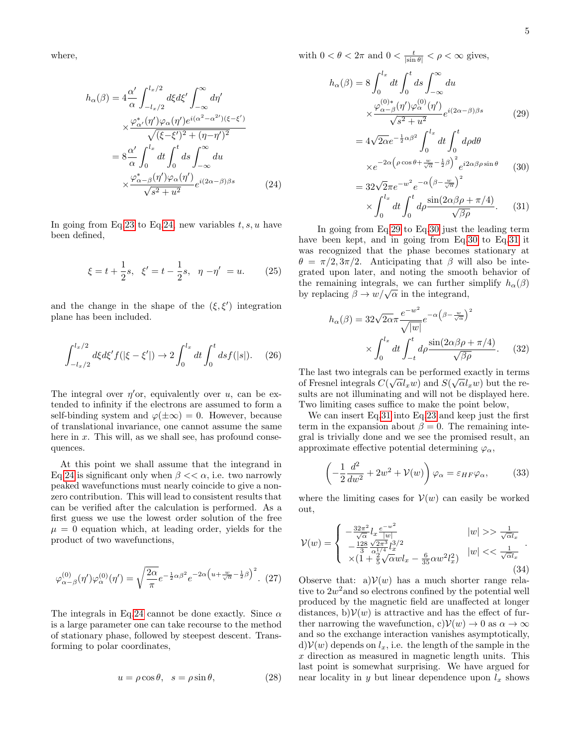where,

$$
\begin{aligned}
h_\alpha(\beta) &= 4\frac{\alpha'}{\alpha}\int_{-l_x/2}^{l_x/2} d\xi d\xi' \int_{-\infty}^{\infty} d\eta' \\
&\times \frac{\varphi^*_{\alpha'}(\eta')\varphi_\alpha(\eta')e^{i(\alpha^2-\alpha^{2\prime})(\xi-\xi')}}{\sqrt{(\xi-\xi')^2+(\eta-\eta')^2}} \\
&= 8\frac{\alpha'}{\alpha}\int_0^{l_x} dt \int_0^t ds \int_{-\infty}^{\infty} du \\
&\times \frac{\varphi^*_{\alpha-\beta}(\eta')\varphi_\alpha(\eta')}{\sqrt{s^2+u^2}} e^{i(2\alpha-\beta)\beta s}
\end{aligned}
\tag{24}
$$

In going from Eq.23 to Eq.24, new variables $t, s, u$ have been defined,

$$
\xi = t + \frac{1}{2}s, \quad \xi' = t - \frac{1}{2}s, \quad \eta - \eta' = u. \tag{25}
$$

and the change in the shape of the $(\xi, \xi')$ integration plane has been included.

$$
\int_{-l_x/2}^{l_x/2} d\xi d\xi' f(|\xi-\xi'|) \to 2\int_0^{l_x} dt \int_0^t ds f(|s|). \tag{26}
$$

The integral over $\eta'$or, equivalently over $u$, can be extended to infinity if the electrons are assumed to form a self-binding system and $\varphi(\pm\infty) = 0$. However, because of translational invariance, one cannot assume the same here in $x$. This will, as we shall see, has profound consequences.

At this point we shall assume that the integrand in Eq.24 is significant only when $\beta << \alpha$, i.e. two narrowly peaked wavefunctions must nearly coincide to give a nonzero contribution. This will lead to consistent results that can be verified after the calculation is performed. As a first guess we use the lowest order solution of the free $\mu = 0$ equation which, at leading order, yields for the product of two wavefunctions,

$$
\varphi^{(0)}_{\alpha-\beta}(\eta')\varphi^{(0)}_\alpha(\eta') = \sqrt{\frac{2\alpha}{\pi}} e^{-\frac{1}{2}\alpha\beta^2} e^{-2\alpha\left(u+\frac{w}{\sqrt{\alpha}}-\frac{1}{2}\beta\right)^2}. \tag{27}
$$

The integrals in Eq.24 cannot be done exactly. Since $\alpha$ is a large parameter one can take recourse to the method of stationary phase, followed by steepest descent. Transforming to polar coordinates,

$$
u = \rho\cos\theta, \quad s = \rho\sin\theta, \tag{28}
$$

with $0 < \theta < 2\pi$ and $0 < \frac{t}{|\sin\theta|} < \rho < \infty$ gives,

$$
\begin{aligned}
h_\alpha(\beta) &= 8\int_0^{l_x} dt \int_0^t ds \int_{-\infty}^{\infty} du \\
&\times \frac{\varphi^{(0)*}_{\alpha-\beta}(\eta')\varphi^{(0)}_\alpha(\eta')}{\sqrt{s^2+u^2}} e^{i(2\alpha-\beta)\beta s}
\end{aligned}
\tag{29}
$$

$$
\begin{aligned}
&= 4\sqrt{2\alpha}e^{-\frac{1}{2}\alpha\beta^2}\int_0^{l_x} dt \int_0^t d\rho d\theta \\
&\times e^{-2\alpha\left(\rho\cos\theta+\frac{w}{\sqrt{\alpha}}-\frac{1}{2}\beta\right)^2} e^{i2\alpha\beta\rho\sin\theta}
\end{aligned}
\tag{30}
$$

$$
\begin{aligned}
&= 32\sqrt{2}\pi e^{-w^2} e^{-\alpha\left(\beta-\frac{w}{\sqrt{\alpha}}\right)^2} \\
&\times \int_0^{l_x} dt \int_0^t d\rho \frac{\sin(2\alpha\beta\rho+\pi/4)}{\sqrt{\beta\rho}}.
\end{aligned}
\tag{31}
$$

In going from Eq.29 to Eq.30 just the leading term have been kept, and in going from Eq.30 to Eq.31 it was recognized that the phase becomes stationary at $\theta = \pi/2, 3\pi/2$. Anticipating that $\beta$ will also be integrated upon later, and noting the smooth behavior of the remaining integrals, we can further simplify $h_\alpha(\beta)$ by replacing $\beta \to w/\sqrt{\alpha}$ in the integrand,

$$
\begin{aligned}
h_\alpha(\beta) &= 32\sqrt{2\alpha}\pi\frac{e^{-w^2}}{\sqrt{|w|}} e^{-\alpha\left(\beta-\frac{w}{\sqrt{\alpha}}\right)^2} \\
&\times \int_0^{l_x} dt \int_{-t}^t d\rho \frac{\sin(2\alpha\beta\rho+\pi/4)}{\sqrt{\beta\rho}}.
\end{aligned}
\tag{32}
$$

The last two integrals can be performed exactly in terms of Fresnel integrals $C(\sqrt{\alpha}l_x w)$ and $S(\sqrt{\alpha}l_x w)$ but the results are not illuminating and will not be displayed here. Two limiting cases suffice to make the point below,

We can insert Eq.31 into Eq.23 and keep just the first term in the expansion about $\beta = 0$. The remaining integral is trivially done and we see the promised result, an approximate effective potential determining $\varphi_\alpha$,

$$
\left(-\frac{1}{2}\frac{d^2}{dw^2} + 2w^2 + \mathcal{V}(w)\right)\varphi_\alpha = \varepsilon_{HF}\varphi_\alpha, \tag{33}
$$

where the limiting cases for $\mathcal{V}(w)$ can easily be worked out,

$$
\mathcal{V}(w) = \begin{cases} -\frac{32\pi^2}{\sqrt{\alpha}} l_x \frac{e^{-w^2}}{|w|} & |w| >> \frac{1}{\sqrt{\alpha}l_x} \\ -\frac{128}{3}\frac{\sqrt{2\pi^3}}{\alpha^{1/4}} l_x^{3/2} & \\ \times(1+\frac{2}{5}\sqrt{\alpha}wl_x - \frac{6}{35}\alpha w^2 l_x^2) & |w| << \frac{1}{\sqrt{\alpha}l_x} \end{cases}. \tag{34}
$$

Observe that: a)$\mathcal{V}(w)$ has a much shorter range relative to $2w^2$and so electrons confined by the potential well produced by the magnetic field are unaffected at longer distances, b)$\mathcal{V}(w)$ is attractive and has the effect of further narrowing the wavefunction, c)$\mathcal{V}(w) \to 0$ as $\alpha \to \infty$ and so the exchange interaction vanishes asymptotically, d)$\mathcal{V}(w)$ depends on $l_x$, i.e. the length of the sample in the $x$ direction as measured in magnetic length units. This last point is somewhat surprising. We have argued for near locality in $y$ but linear dependence upon $l_x$ shows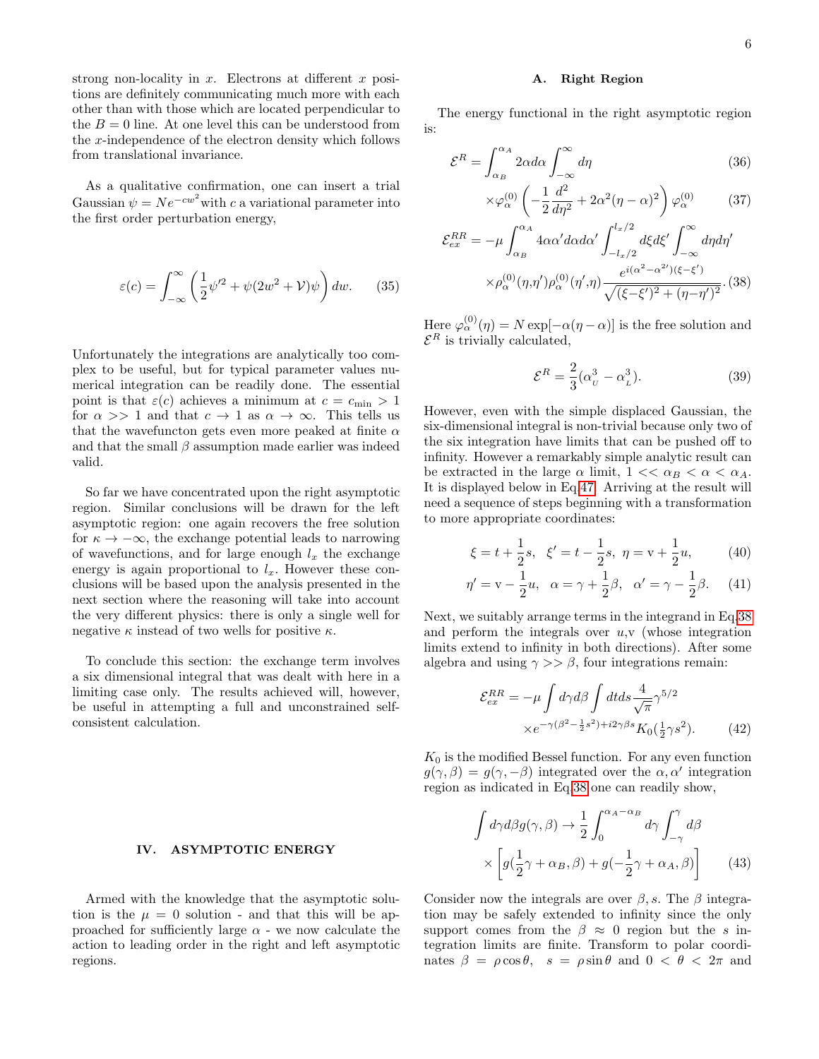strong non-locality in $x$. Electrons at different $x$ positions are definitely communicating much more with each other than with those which are located perpendicular to the $B = 0$ line. At one level this can be understood from the $x$-independence of the electron density which follows from translational invariance.

As a qualitative confirmation, one can insert a trial Gaussian $\psi = Ne^{-cw^2}$ with $c$ a variational parameter into the first order perturbation energy,

$$\varepsilon(c) = \int_{-\infty}^{\infty} \left( \frac{1}{2}\psi'^2 + \psi(2w^2 + \mathcal{V})\psi \right) dw. \tag{35}$$

Unfortunately the integrations are analytically too complex to be useful, but for typical parameter values numerical integration can be readily done. The essential point is that $\varepsilon(c)$ achieves a minimum at $c = c_{\min} > 1$ for $\alpha >> 1$ and that $c \to 1$ as $\alpha \to \infty$. This tells us that the wavefuncton gets even more peaked at finite $\alpha$ and that the small $\beta$ assumption made earlier was indeed valid.

So far we have concentrated upon the right asymptotic region. Similar conclusions will be drawn for the left asymptotic region: one again recovers the free solution for $\kappa \to -\infty$, the exchange potential leads to narrowing of wavefunctions, and for large enough $l_x$ the exchange energy is again proportional to $l_x$. However these conclusions will be based upon the analysis presented in the next section where the reasoning will take into account the very different physics: there is only a single well for negative $\kappa$ instead of two wells for positive $\kappa$.

To conclude this section: the exchange term involves a six dimensional integral that was dealt with here in a limiting case only. The results achieved will, however, be useful in attempting a full and unconstrained self-consistent calculation.

## IV. ASYMPTOTIC ENERGY

Armed with the knowledge that the asymptotic solution is the $\mu = 0$ solution - and that this will be approached for sufficiently large $\alpha$ - we now calculate the action to leading order in the right and left asymptotic regions.

### A. Right Region

The energy functional in the right asymptotic region is:

$$\mathcal{E}^R = \int_{\alpha_B}^{\alpha_A} 2\alpha d\alpha \int_{-\infty}^{\infty} d\eta \tag{36}$$

$$\times \varphi_\alpha^{(0)} \left( -\frac{1}{2}\frac{d^2}{d\eta^2} + 2\alpha^2(\eta-\alpha)^2 \right) \varphi_\alpha^{(0)} \tag{37}$$

$$\mathcal{E}_{ex}^{RR} = -\mu \int_{\alpha_B}^{\alpha_A} 4\alpha\alpha' d\alpha d\alpha' \int_{-l_x/2}^{l_x/2} d\xi d\xi' \int_{-\infty}^{\infty} d\eta d\eta' \times \rho_\alpha^{(0)}(\eta,\eta')\rho_\alpha^{(0)}(\eta',\eta) \frac{e^{i(\alpha^2-\alpha^{2'})(\xi-\xi')}}{\sqrt{(\xi-\xi')^2+(\eta-\eta')^2}}. \tag{38}$$

Here $\varphi_\alpha^{(0)}(\eta) = N\exp[-\alpha(\eta-\alpha)]$ is the free solution and $\mathcal{E}^R$ is trivially calculated,

$$\mathcal{E}^R = \frac{2}{3}(\alpha_{_U}^3 - \alpha_{_L}^3). \tag{39}$$

However, even with the simple displaced Gaussian, the six-dimensional integral is non-trivial because only two of the six integration have limits that can be pushed off to infinity. However a remarkably simple analytic result can be extracted in the large $\alpha$ limit, $1 << \alpha_B < \alpha < \alpha_A$. It is displayed below in Eq.47. Arriving at the result will need a sequence of steps beginning with a transformation to more appropriate coordinates:

$$\xi = t + \frac{1}{2}s, \;\; \xi' = t - \frac{1}{2}s, \;\; \eta = \text{v} + \frac{1}{2}u, \tag{40}$$

$$\eta' = \text{v} - \frac{1}{2}u, \;\; \alpha = \gamma + \frac{1}{2}\beta, \;\; \alpha' = \gamma - \frac{1}{2}\beta. \tag{41}$$

Next, we suitably arrange terms in the integrand in Eq.38 and perform the integrals over $u$,v (whose integration limits extend to infinity in both directions). After some algebra and using $\gamma >> \beta$, four integrations remain:

$$\mathcal{E}_{ex}^{RR} = -\mu \int d\gamma d\beta \int dt ds \frac{4}{\sqrt{\pi}}\gamma^{5/2} \times e^{-\gamma(\beta^2-\frac{1}{2}s^2)+i2\gamma\beta s} K_0(\tfrac{1}{2}\gamma s^2). \tag{42}$$

$K_0$ is the modified Bessel function. For any even function $g(\gamma,\beta) = g(\gamma,-\beta)$ integrated over the $\alpha, \alpha'$ integration region as indicated in Eq.38 one can readily show,

$$\int d\gamma d\beta g(\gamma,\beta) \to \frac{1}{2}\int_0^{\alpha_A-\alpha_B} d\gamma \int_{-\gamma}^{\gamma} d\beta \times \left[ g(\frac{1}{2}\gamma+\alpha_B,\beta) + g(-\frac{1}{2}\gamma+\alpha_A,\beta) \right] \tag{43}$$

Consider now the integrals are over $\beta, s$. The $\beta$ integration may be safely extended to infinity since the only support comes from the $\beta \approx 0$ region but the $s$ integration limits are finite. Transform to polar coordinates $\beta = \rho\cos\theta, \;\; s = \rho\sin\theta$ and $0 < \theta < 2\pi$ and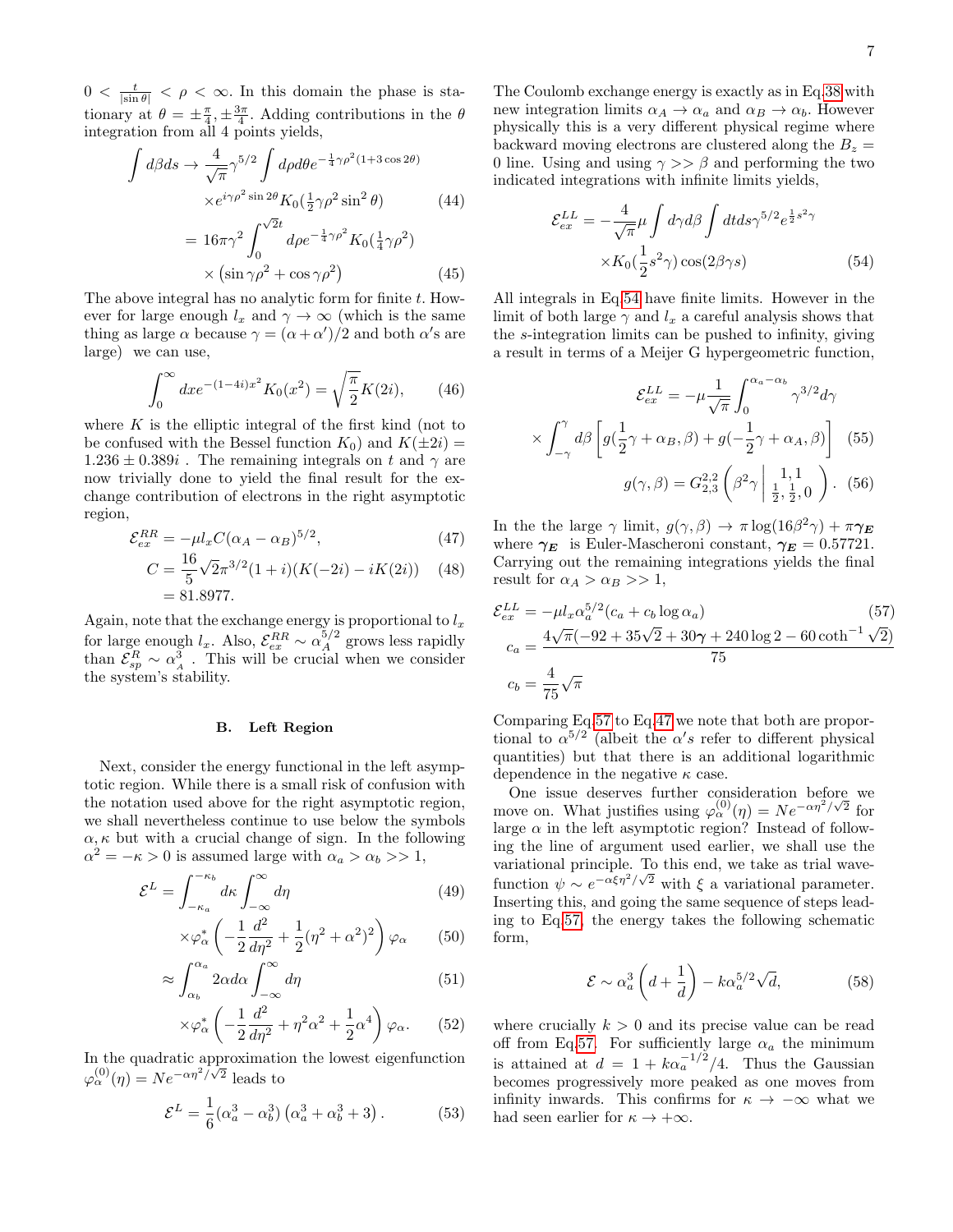$0 < \frac{t}{|\sin\theta|} < \rho < \infty$. In this domain the phase is stationary at $\theta = \pm\frac{\pi}{4}, \pm\frac{3\pi}{4}$. Adding contributions in the $\theta$ integration from all 4 points yields,

$$\int d\beta ds \to \frac{4}{\sqrt{\pi}}\gamma^{5/2}\int d\rho d\theta e^{-\frac{1}{4}\gamma\rho^2(1+3\cos 2\theta)} \times e^{i\gamma\rho^2\sin 2\theta} K_0(\tfrac{1}{2}\gamma\rho^2\sin^2\theta) \tag{44}$$

$$= 16\pi\gamma^2\int_0^{\sqrt{2}t} d\rho e^{-\frac{1}{4}\gamma\rho^2} K_0(\tfrac{1}{4}\gamma\rho^2) \times\left(\sin\gamma\rho^2 + \cos\gamma\rho^2\right) \tag{45}$$

The above integral has no analytic form for finite $t$. However for large enough $l_x$ and $\gamma\to\infty$ (which is the same thing as large $\alpha$ because $\gamma = (\alpha+\alpha')/2$ and both $\alpha$'s are large) we can use,

$$\int_0^\infty dx e^{-(1-4i)x^2} K_0(x^2) = \sqrt{\frac{\pi}{2}}K(2i), \tag{46}$$

where $K$ is the elliptic integral of the first kind (not to be confused with the Bessel function $K_0$) and $K(\pm 2i) = 1.236 \pm 0.389i$ . The remaining integrals on $t$ and $\gamma$ are now trivially done to yield the final result for the exchange contribution of electrons in the right asymptotic region,

$$\mathcal{E}^{RR}_{ex} = -\mu l_x C(\alpha_A - \alpha_B)^{5/2}, \tag{47}$$

$$C = \frac{16}{5}\sqrt{2}\pi^{3/2}(1+i)(K(-2i) - iK(2i)) = 81.8977. \tag{48}$$

Again, note that the exchange energy is proportional to $l_x$ for large enough $l_x$. Also, $\mathcal{E}^{RR}_{ex} \sim \alpha_A^{5/2}$ grows less rapidly than $\mathcal{E}^R_{sp} \sim \alpha_A^3$ . This will be crucial when we consider the system's stability.

### B. Left Region

Next, consider the energy functional in the left asymptotic region. While there is a small risk of confusion with the notation used above for the right asymptotic region, we shall nevertheless continue to use below the symbols $\alpha, \kappa$ but with a crucial change of sign. In the following $\alpha^2 = -\kappa > 0$ is assumed large with $\alpha_a > \alpha_b >> 1$,

$$\mathcal{E}^L = \int_{-\kappa_a}^{-\kappa_b} d\kappa \int_{-\infty}^{\infty} d\eta \tag{49}$$

$$\times\varphi^*_\alpha\left(-\frac{1}{2}\frac{d^2}{d\eta^2} + \frac{1}{2}(\eta^2+\alpha^2)^2\right)\varphi_\alpha \tag{50}$$

$$\approx \int_{\alpha_b}^{\alpha_a} 2\alpha d\alpha \int_{-\infty}^{\infty} d\eta \tag{51}$$

$$\times\varphi^*_\alpha\left(-\frac{1}{2}\frac{d^2}{d\eta^2} + \eta^2\alpha^2 + \frac{1}{2}\alpha^4\right)\varphi_\alpha. \tag{52}$$

In the quadratic approximation the lowest eigenfunction $\varphi^{(0)}_\alpha(\eta) = Ne^{-\alpha\eta^2/\sqrt{2}}$ leads to

$$\mathcal{E}^L = \frac{1}{6}(\alpha_a^3 - \alpha_b^3)\left(\alpha_a^3 + \alpha_b^3 + 3\right). \tag{53}$$

The Coulomb exchange energy is exactly as in Eq.38 with new integration limits $\alpha_A \to \alpha_a$ and $\alpha_B \to \alpha_b$. However physically this is a very different physical regime where backward moving electrons are clustered along the $B_z = 0$ line. Using and using $\gamma >> \beta$ and performing the two indicated integrations with infinite limits yields,

$$\mathcal{E}^{LL}_{ex} = -\frac{4}{\sqrt{\pi}}\mu\int d\gamma d\beta\int dt ds \gamma^{5/2} e^{\frac{1}{2}s^2\gamma} \times K_0(\frac{1}{2}s^2\gamma)\cos(2\beta\gamma s) \tag{54}$$

All integrals in Eq.54 have finite limits. However in the limit of both large $\gamma$ and $l_x$ a careful analysis shows that the $s$-integration limits can be pushed to infinity, giving a result in terms of a Meijer G hypergeometric function,

$$\mathcal{E}^{LL}_{ex} = -\mu\frac{1}{\sqrt{\pi}}\int_0^{\alpha_a-\alpha_b}\gamma^{3/2}d\gamma \times\int_{-\gamma}^{\gamma} d\beta\left[g(\frac{1}{2}\gamma+\alpha_B,\beta) + g(-\frac{1}{2}\gamma+\alpha_A,\beta)\right] \tag{55}$$

$$g(\gamma,\beta) = G^{2,2}_{2,3}\left(\beta^2\gamma\,\middle|\,\begin{matrix}1,1\\ \frac{1}{2},\frac{1}{2},0\end{matrix}\right). \tag{56}$$

In the the large $\gamma$ limit, $g(\gamma,\beta) \to \pi\log(16\beta^2\gamma) + \pi\boldsymbol{\gamma_E}$ where $\boldsymbol{\gamma_E}$ is Euler-Mascheroni constant, $\boldsymbol{\gamma_E} = 0.57721$. Carrying out the remaining integrations yields the final result for $\alpha_A > \alpha_B >> 1$,

$$\mathcal{E}^{LL}_{ex} = -\mu l_x \alpha_a^{5/2}(c_a + c_b\log\alpha_a) \tag{57}$$

$$c_a = \frac{4\sqrt{\pi}(-92 + 35\sqrt{2} + 30\boldsymbol{\gamma} + 240\log 2 - 60\coth^{-1}\sqrt{2})}{75}$$

$$c_b = \frac{4}{75}\sqrt{\pi}$$

Comparing Eq.57 to Eq.47 we note that both are proportional to $\alpha^{5/2}$ (albeit the $\alpha's$ refer to different physical quantities) but that there is an additional logarithmic dependence in the negative $\kappa$ case.

One issue deserves further consideration before we move on. What justifies using $\varphi^{(0)}_\alpha(\eta) = Ne^{-\alpha\eta^2/\sqrt{2}}$ for large $\alpha$ in the left asymptotic region? Instead of following the line of argument used earlier, we shall use the variational principle. To this end, we take as trial wavefunction $\psi \sim e^{-\alpha\xi\eta^2/\sqrt{2}}$ with $\xi$ a variational parameter. Inserting this, and going the same sequence of steps leading to Eq.57, the energy takes the following schematic form,

$$\mathcal{E} \sim \alpha_a^3\left(d + \frac{1}{d}\right) - k\alpha_a^{5/2}\sqrt{d}, \tag{58}$$

where crucially $k > 0$ and its precise value can be read off from Eq.57. For sufficiently large $\alpha_a$ the minimum is attained at $d = 1 + k\alpha_a^{-1/2}/4$. Thus the Gaussian becomes progressively more peaked as one moves from infinity inwards. This confirms for $\kappa \to -\infty$ what we had seen earlier for $\kappa \to +\infty$.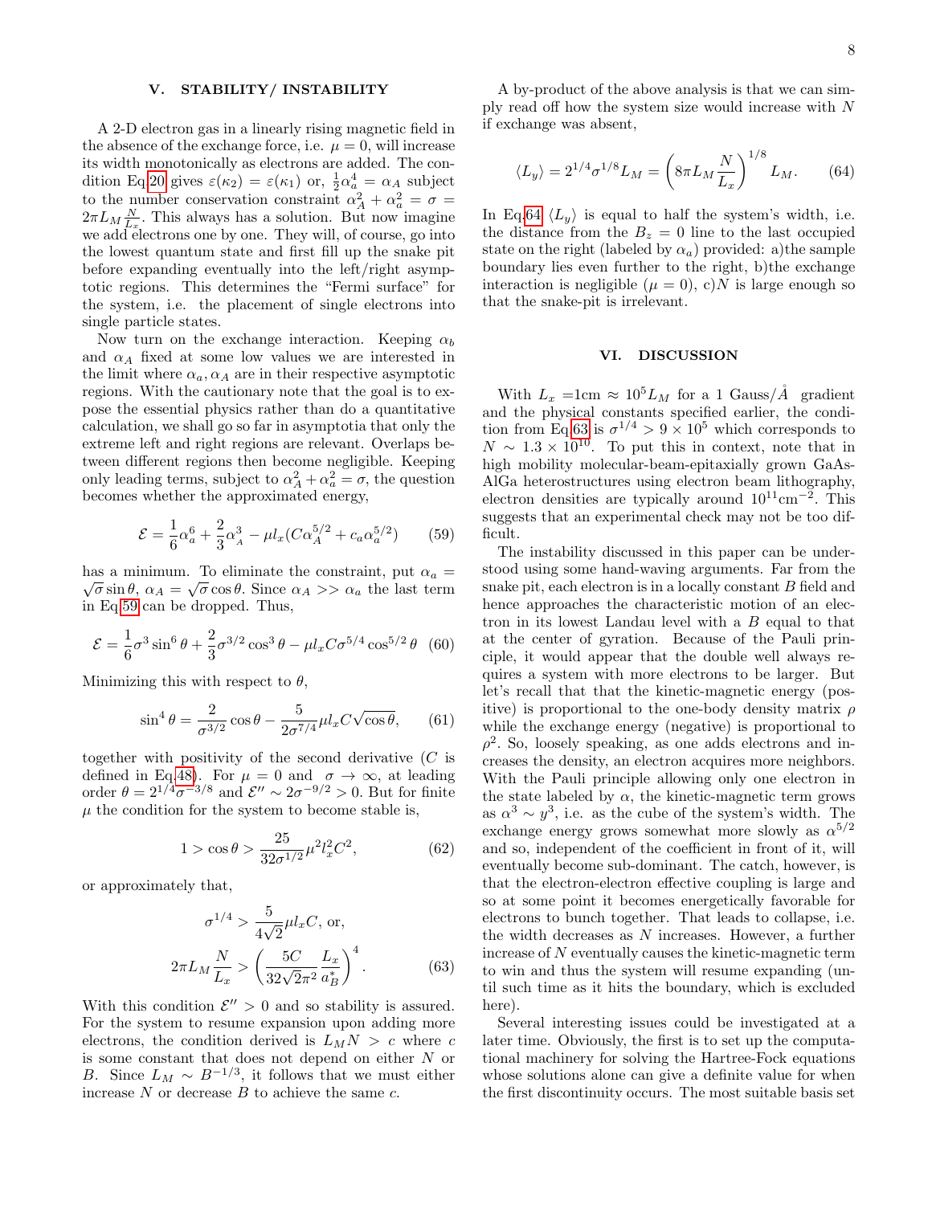## V. STABILITY/ INSTABILITY

A 2-D electron gas in a linearly rising magnetic field in the absence of the exchange force, i.e. $\mu = 0$, will increase its width monotonically as electrons are added. The condition Eq.20 gives $\varepsilon(\kappa_2) = \varepsilon(\kappa_1)$ or, $\frac{1}{2}\alpha_a^4 = \alpha_A$ subject to the number conservation constraint $\alpha_A^2 + \alpha_a^2 = \sigma = 2\pi L_M \frac{N}{L_x}$. This always has a solution. But now imagine we add electrons one by one. They will, of course, go into the lowest quantum state and first fill up the snake pit before expanding eventually into the left/right asymptotic regions. This determines the "Fermi surface" for the system, i.e. the placement of single electrons into single particle states.

Now turn on the exchange interaction. Keeping $\alpha_b$ and $\alpha_A$ fixed at some low values we are interested in the limit where $\alpha_a, \alpha_A$ are in their respective asymptotic regions. With the cautionary note that the goal is to expose the essential physics rather than do a quantitative calculation, we shall go so far in asymptotia that only the extreme left and right regions are relevant. Overlaps between different regions then become negligible. Keeping only leading terms, subject to $\alpha_A^2 + \alpha_a^2 = \sigma$, the question becomes whether the approximated energy,

$$\mathcal{E} = \frac{1}{6}\alpha_a^6 + \frac{2}{3}\alpha_A^3 - \mu l_x (C\alpha_A^{5/2} + c_a \alpha_a^{5/2}) \tag{59}$$

has a minimum. To eliminate the constraint, put $\alpha_a = \sqrt{\sigma}\sin\theta$, $\alpha_A = \sqrt{\sigma}\cos\theta$. Since $\alpha_A >> \alpha_a$ the last term in Eq.59 can be dropped. Thus,

$$\mathcal{E} = \frac{1}{6}\sigma^3 \sin^6\theta + \frac{2}{3}\sigma^{3/2}\cos^3\theta - \mu l_x C \sigma^{5/4}\cos^{5/2}\theta \tag{60}$$

Minimizing this with respect to $\theta$,

$$\sin^4\theta = \frac{2}{\sigma^{3/2}}\cos\theta - \frac{5}{2\sigma^{7/4}}\mu l_x C\sqrt{\cos\theta}, \tag{61}$$

together with positivity of the second derivative ($C$ is defined in Eq.48). For $\mu = 0$ and $\sigma \to \infty$, at leading order $\theta = 2^{1/4}\sigma^{-3/8}$ and $\mathcal{E}'' \sim 2\sigma^{-9/2} > 0$. But for finite $\mu$ the condition for the system to become stable is,

$$1 > \cos\theta > \frac{25}{32\sigma^{1/2}}\mu^2 l_x^2 C^2, \tag{62}$$

or approximately that,

$$\sigma^{1/4} > \frac{5}{4\sqrt{2}}\mu l_x C, \text{ or,}$$

$$2\pi L_M \frac{N}{L_x} > \left(\frac{5C}{32\sqrt{2}\pi^2}\frac{L_x}{a_B^*}\right)^4. \tag{63}$$

With this condition $\mathcal{E}'' > 0$ and so stability is assured. For the system to resume expansion upon adding more electrons, the condition derived is $L_M N > c$ where $c$ is some constant that does not depend on either $N$ or $B$. Since $L_M \sim B^{-1/3}$, it follows that we must either increase $N$ or decrease $B$ to achieve the same $c$.

A by-product of the above analysis is that we can simply read off how the system size would increase with $N$ if exchange was absent,

$$\langle L_y \rangle = 2^{1/4}\sigma^{1/8} L_M = \left(8\pi L_M \frac{N}{L_x}\right)^{1/8} L_M. \tag{64}$$

In Eq.64 $\langle L_y \rangle$ is equal to half the system's width, i.e. the distance from the $B_z = 0$ line to the last occupied state on the right (labeled by $\alpha_a$) provided: a)the sample boundary lies even further to the right, b)the exchange interaction is negligible ($\mu = 0$), c)$N$ is large enough so that the snake-pit is irrelevant.

## VI. DISCUSSION

With $L_x$ =1cm $\approx 10^5 L_M$ for a 1 Gauss/Å gradient and the physical constants specified earlier, the condition from Eq.63 is $\sigma^{1/4} > 9 \times 10^5$ which corresponds to $N \sim 1.3 \times 10^{10}$. To put this in context, note that in high mobility molecular-beam-epitaxially grown GaAs-AlGa heterostructures using electron beam lithography, electron densities are typically around $10^{11}\text{cm}^{-2}$. This suggests that an experimental check may not be too difficult.

The instability discussed in this paper can be understood using some hand-waving arguments. Far from the snake pit, each electron is in a locally constant $B$ field and hence approaches the characteristic motion of an electron in its lowest Landau level with a $B$ equal to that at the center of gyration. Because of the Pauli principle, it would appear that the double well always requires a system with more electrons to be larger. But let's recall that that the kinetic-magnetic energy (positive) is proportional to the one-body density matrix $\rho$ while the exchange energy (negative) is proportional to $\rho^2$. So, loosely speaking, as one adds electrons and increases the density, an electron acquires more neighbors. With the Pauli principle allowing only one electron in the state labeled by $\alpha$, the kinetic-magnetic term grows as $\alpha^3 \sim y^3$, i.e. as the cube of the system's width. The exchange energy grows somewhat more slowly as $\alpha^{5/2}$ and so, independent of the coefficient in front of it, will eventually become sub-dominant. The catch, however, is that the electron-electron effective coupling is large and so at some point it becomes energetically favorable for electrons to bunch together. That leads to collapse, i.e. the width decreases as $N$ increases. However, a further increase of $N$ eventually causes the kinetic-magnetic term to win and thus the system will resume expanding (until such time as it hits the boundary, which is excluded here).

Several interesting issues could be investigated at a later time. Obviously, the first is to set up the computational machinery for solving the Hartree-Fock equations whose solutions alone can give a definite value for when the first discontinuity occurs. The most suitable basis set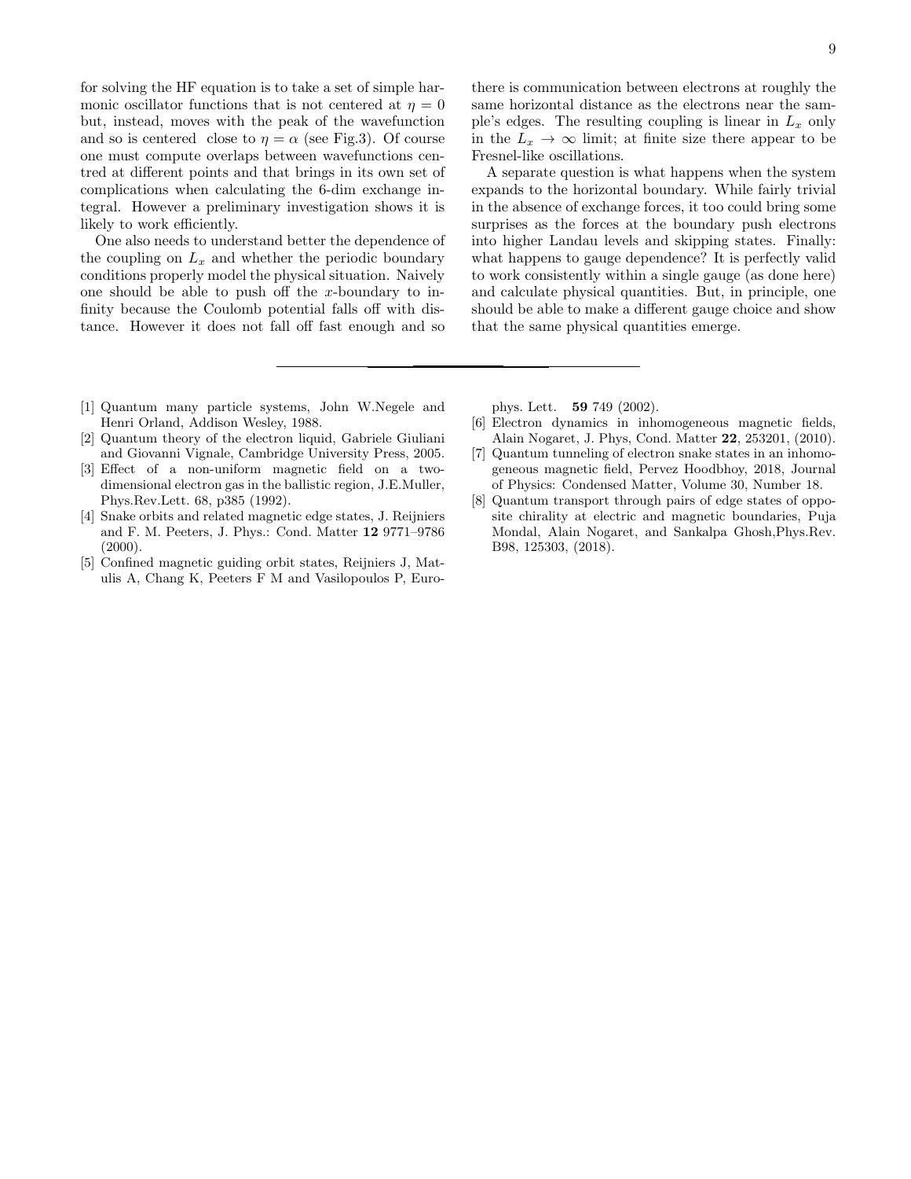for solving the HF equation is to take a set of simple harmonic oscillator functions that is not centered at $\eta = 0$ but, instead, moves with the peak of the wavefunction and so is centered close to $\eta = \alpha$ (see Fig.3). Of course one must compute overlaps between wavefunctions centred at different points and that brings in its own set of complications when calculating the 6-dim exchange integral. However a preliminary investigation shows it is likely to work efficiently.

One also needs to understand better the dependence of the coupling on $L_x$ and whether the periodic boundary conditions properly model the physical situation. Naively one should be able to push off the $x$-boundary to infinity because the Coulomb potential falls off with distance. However it does not fall off fast enough and so there is communication between electrons at roughly the same horizontal distance as the electrons near the sample's edges. The resulting coupling is linear in $L_x$ only in the $L_x \to \infty$ limit; at finite size there appear to be Fresnel-like oscillations.

A separate question is what happens when the system expands to the horizontal boundary. While fairly trivial in the absence of exchange forces, it too could bring some surprises as the forces at the boundary push electrons into higher Landau levels and skipping states. Finally: what happens to gauge dependence? It is perfectly valid to work consistently within a single gauge (as done here) and calculate physical quantities. But, in principle, one should be able to make a different gauge choice and show that the same physical quantities emerge.

---

[1] Quantum many particle systems, John W.Negele and Henri Orland, Addison Wesley, 1988.

[2] Quantum theory of the electron liquid, Gabriele Giuliani and Giovanni Vignale, Cambridge University Press, 2005.

[3] Effect of a non-uniform magnetic field on a two-dimensional electron gas in the ballistic region, J.E.Muller, Phys.Rev.Lett. 68, p385 (1992).

[4] Snake orbits and related magnetic edge states, J. Reijniers and F. M. Peeters, J. Phys.: Cond. Matter **12** 9771–9786 (2000).

[5] Confined magnetic guiding orbit states, Reijniers J, Matulis A, Chang K, Peeters F M and Vasilopoulos P, Europhys. Lett. **59** 749 (2002).

[6] Electron dynamics in inhomogeneous magnetic fields, Alain Nogaret, J. Phys, Cond. Matter **22**, 253201, (2010).

[7] Quantum tunneling of electron snake states in an inhomogeneous magnetic field, Pervez Hoodbhoy, 2018, Journal of Physics: Condensed Matter, Volume 30, Number 18.

[8] Quantum transport through pairs of edge states of opposite chirality at electric and magnetic boundaries, Puja Mondal, Alain Nogaret, and Sankalpa Ghosh,Phys.Rev. B98, 125303, (2018).